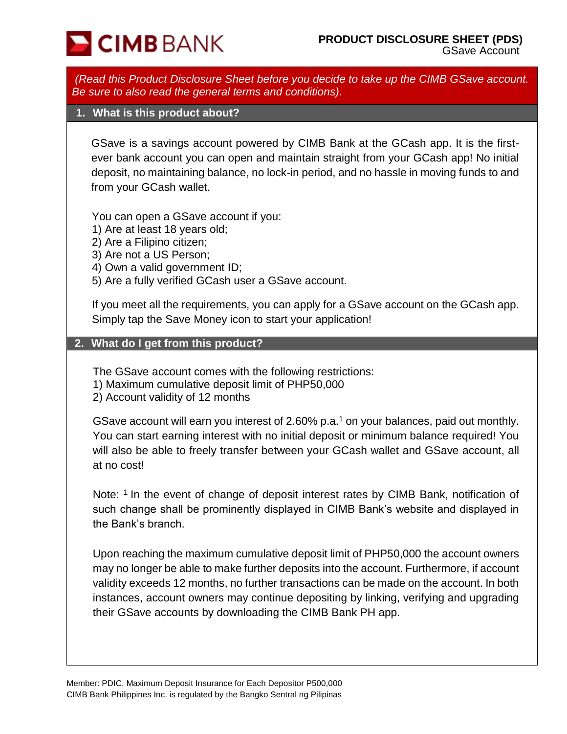CIMB BANK

# PRODUCT DISCLOSURE SHEET (PDS)

GSave Account

*(Read this Product Disclosure Sheet before you decide to take up the CIMB GSave account. Be sure to also read the general terms and conditions).*

## 1. What is this product about?

GSave is a savings account powered by CIMB Bank at the GCash app. It is the first-ever bank account you can open and maintain straight from your GCash app! No initial deposit, no maintaining balance, no lock-in period, and no hassle in moving funds to and from your GCash wallet.

You can open a GSave account if you:
1) Are at least 18 years old;
2) Are a Filipino citizen;
3) Are not a US Person;
4) Own a valid government ID;
5) Are a fully verified GCash user a GSave account.

If you meet all the requirements, you can apply for a GSave account on the GCash app. Simply tap the Save Money icon to start your application!

## 2. What do I get from this product?

The GSave account comes with the following restrictions:
1) Maximum cumulative deposit limit of PHP50,000
2) Account validity of 12 months

GSave account will earn you interest of 2.60% p.a.[1] on your balances, paid out monthly. You can start earning interest with no initial deposit or minimum balance required! You will also be able to freely transfer between your GCash wallet and GSave account, all at no cost!

Note: [1] In the event of change of deposit interest rates by CIMB Bank, notification of such change shall be prominently displayed in CIMB Bank's website and displayed in the Bank's branch.

Upon reaching the maximum cumulative deposit limit of PHP50,000 the account owners may no longer be able to make further deposits into the account. Furthermore, if account validity exceeds 12 months, no further transactions can be made on the account. In both instances, account owners may continue depositing by linking, verifying and upgrading their GSave accounts by downloading the CIMB Bank PH app.

Member: PDIC, Maximum Deposit Insurance for Each Depositor P500,000
CIMB Bank Philippines Inc. is regulated by the Bangko Sentral ng Pilipinas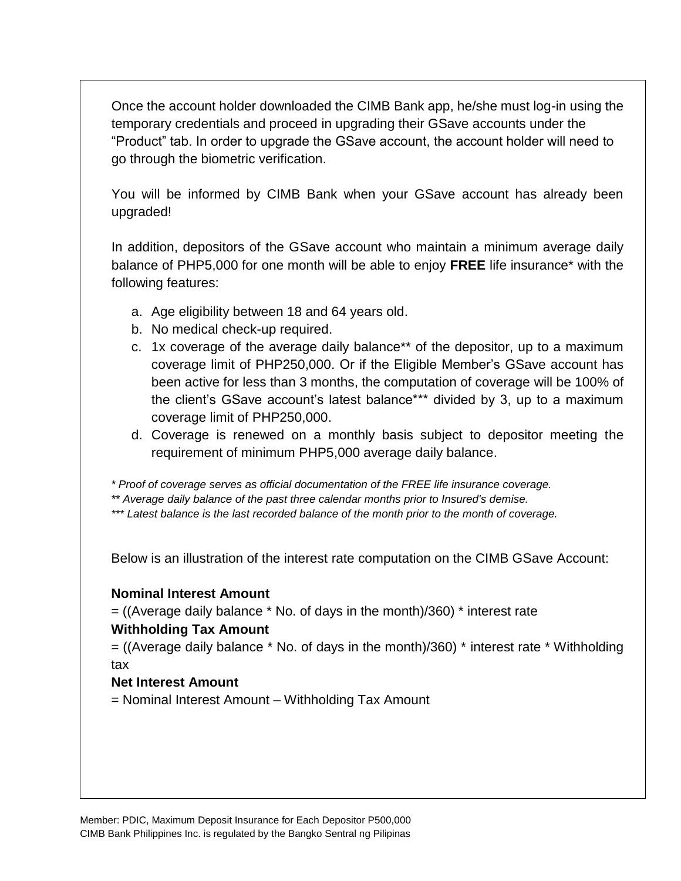Once the account holder downloaded the CIMB Bank app, he/she must log-in using the temporary credentials and proceed in upgrading their GSave accounts under the “Product” tab. In order to upgrade the GSave account, the account holder will need to go through the biometric verification.

You will be informed by CIMB Bank when your GSave account has already been upgraded!

In addition, depositors of the GSave account who maintain a minimum average daily balance of PHP5,000 for one month will be able to enjoy **FREE** life insurance* with the following features:

a. Age eligibility between 18 and 64 years old.
b. No medical check-up required.
c. 1x coverage of the average daily balance** of the depositor, up to a maximum coverage limit of PHP250,000. Or if the Eligible Member’s GSave account has been active for less than 3 months, the computation of coverage will be 100% of the client’s GSave account’s latest balance*** divided by 3, up to a maximum coverage limit of PHP250,000.
d. Coverage is renewed on a monthly basis subject to depositor meeting the requirement of minimum PHP5,000 average daily balance.

*\* Proof of coverage serves as official documentation of the FREE life insurance coverage.*
*\*\* Average daily balance of the past three calendar months prior to Insured's demise.*
*\*\*\* Latest balance is the last recorded balance of the month prior to the month of coverage.*

Below is an illustration of the interest rate computation on the CIMB GSave Account:

**Nominal Interest Amount**
= ((Average daily balance * No. of days in the month)/360) * interest rate
**Withholding Tax Amount**
= ((Average daily balance * No. of days in the month)/360) * interest rate * Withholding tax
**Net Interest Amount**
= Nominal Interest Amount – Withholding Tax Amount

Member: PDIC, Maximum Deposit Insurance for Each Depositor P500,000
CIMB Bank Philippines Inc. is regulated by the Bangko Sentral ng Pilipinas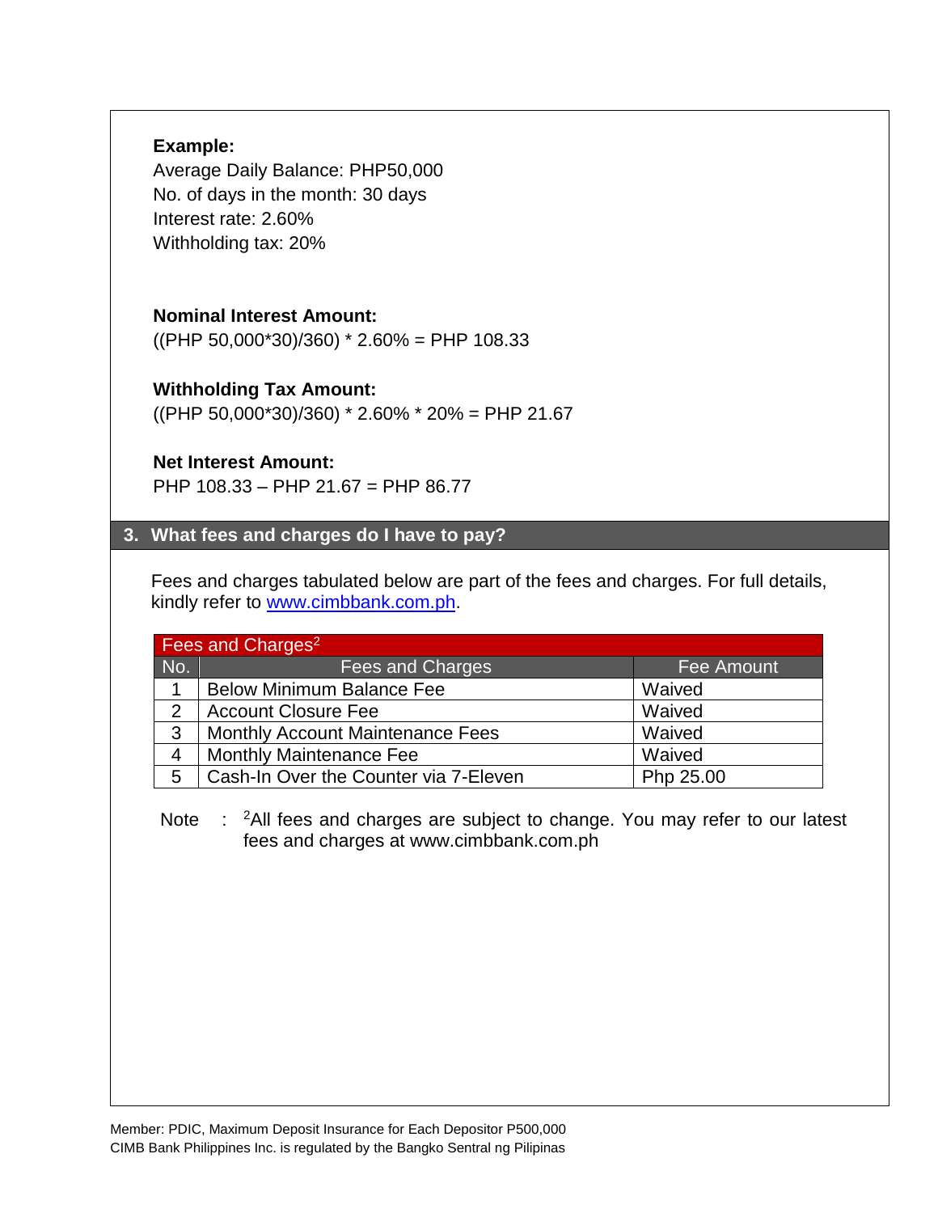**Example:**
Average Daily Balance: PHP50,000
No. of days in the month: 30 days
Interest rate: 2.60%
Withholding tax: 20%

**Nominal Interest Amount:**
((PHP 50,000*30)/360) * 2.60% = PHP 108.33

**Withholding Tax Amount:**
((PHP 50,000*30)/360) * 2.60% * 20% = PHP 21.67

**Net Interest Amount:**
PHP 108.33 – PHP 21.67 = PHP 86.77

## 3. What fees and charges do I have to pay?

Fees and charges tabulated below are part of the fees and charges. For full details, kindly refer to [www.cimbbank.com.ph](http://www.cimbbank.com.ph).

| Fees and Charges[2] | | |
|---|---|---|
| **No.** | **Fees and Charges** | **Fee Amount** |
| 1 | Below Minimum Balance Fee | Waived |
| 2 | Account Closure Fee | Waived |
| 3 | Monthly Account Maintenance Fees | Waived |
| 4 | Monthly Maintenance Fee | Waived |
| 5 | Cash-In Over the Counter via 7-Eleven | Php 25.00 |

Note : [2]All fees and charges are subject to change. You may refer to our latest fees and charges at www.cimbbank.com.ph

Member: PDIC, Maximum Deposit Insurance for Each Depositor P500,000
CIMB Bank Philippines Inc. is regulated by the Bangko Sentral ng Pilipinas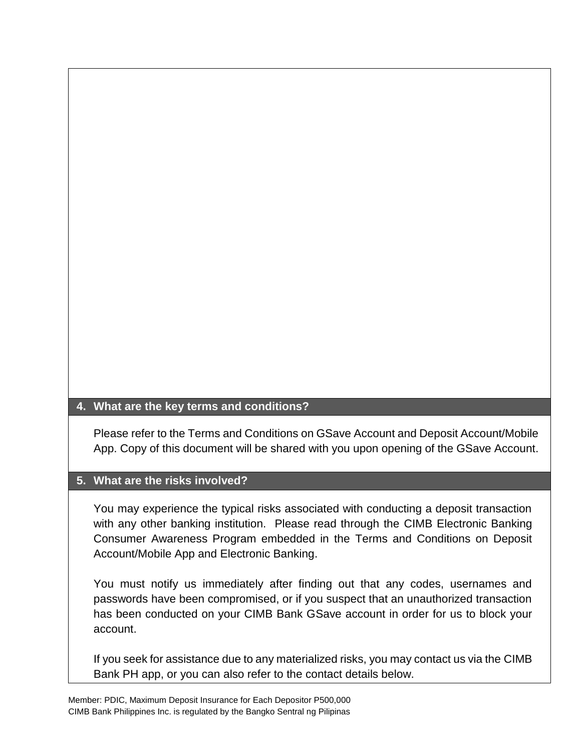## 4. What are the key terms and conditions?

Please refer to the Terms and Conditions on GSave Account and Deposit Account/Mobile App. Copy of this document will be shared with you upon opening of the GSave Account.

## 5. What are the risks involved?

You may experience the typical risks associated with conducting a deposit transaction with any other banking institution. Please read through the CIMB Electronic Banking Consumer Awareness Program embedded in the Terms and Conditions on Deposit Account/Mobile App and Electronic Banking.

You must notify us immediately after finding out that any codes, usernames and passwords have been compromised, or if you suspect that an unauthorized transaction has been conducted on your CIMB Bank GSave account in order for us to block your account.

If you seek for assistance due to any materialized risks, you may contact us via the CIMB Bank PH app, or you can also refer to the contact details below.

Member: PDIC, Maximum Deposit Insurance for Each Depositor P500,000
CIMB Bank Philippines Inc. is regulated by the Bangko Sentral ng Pilipinas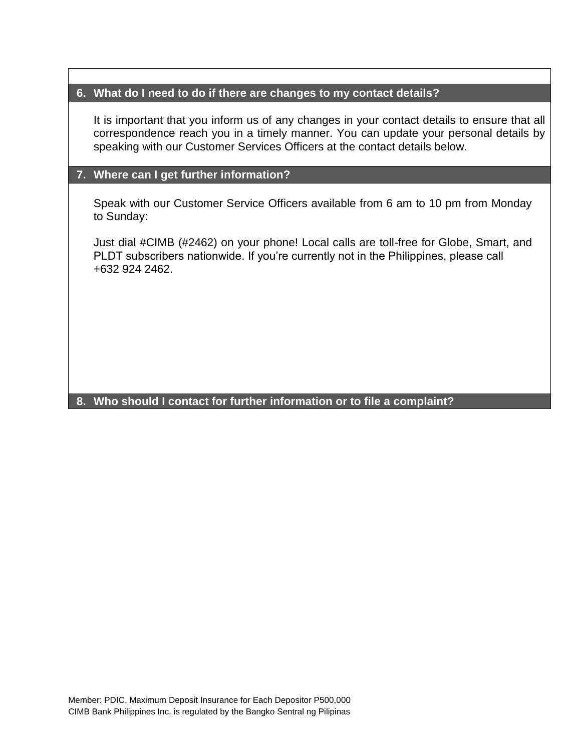## 6. What do I need to do if there are changes to my contact details?

It is important that you inform us of any changes in your contact details to ensure that all correspondence reach you in a timely manner. You can update your personal details by speaking with our Customer Services Officers at the contact details below.

## 7. Where can I get further information?

Speak with our Customer Service Officers available from 6 am to 10 pm from Monday to Sunday:

Just dial #CIMB (#2462) on your phone! Local calls are toll-free for Globe, Smart, and PLDT subscribers nationwide. If you're currently not in the Philippines, please call +632 924 2462.

## 8. Who should I contact for further information or to file a complaint?

Member: PDIC, Maximum Deposit Insurance for Each Depositor P500,000
CIMB Bank Philippines Inc. is regulated by the Bangko Sentral ng Pilipinas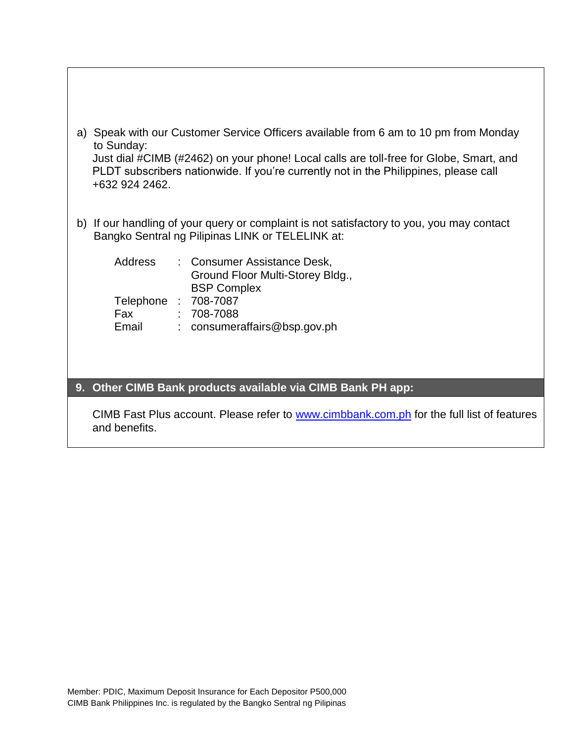a) Speak with our Customer Service Officers available from 6 am to 10 pm from Monday to Sunday:
   Just dial #CIMB (#2462) on your phone! Local calls are toll-free for Globe, Smart, and PLDT subscribers nationwide. If you're currently not in the Philippines, please call +632 924 2462.

b) If our handling of your query or complaint is not satisfactory to you, you may contact Bangko Sentral ng Pilipinas LINK or TELELINK at:

| | | |
|---|---|---|
| Address | : | Consumer Assistance Desk, Ground Floor Multi-Storey Bldg., BSP Complex |
| Telephone | : | 708-7087 |
| Fax | : | 708-7088 |
| Email | : | consumeraffairs@bsp.gov.ph |

## 9. Other CIMB Bank products available via CIMB Bank PH app:

CIMB Fast Plus account. Please refer to [www.cimbbank.com.ph](http://www.cimbbank.com.ph) for the full list of features and benefits.

Member: PDIC, Maximum Deposit Insurance for Each Depositor P500,000
CIMB Bank Philippines Inc. is regulated by the Bangko Sentral ng Pilipinas